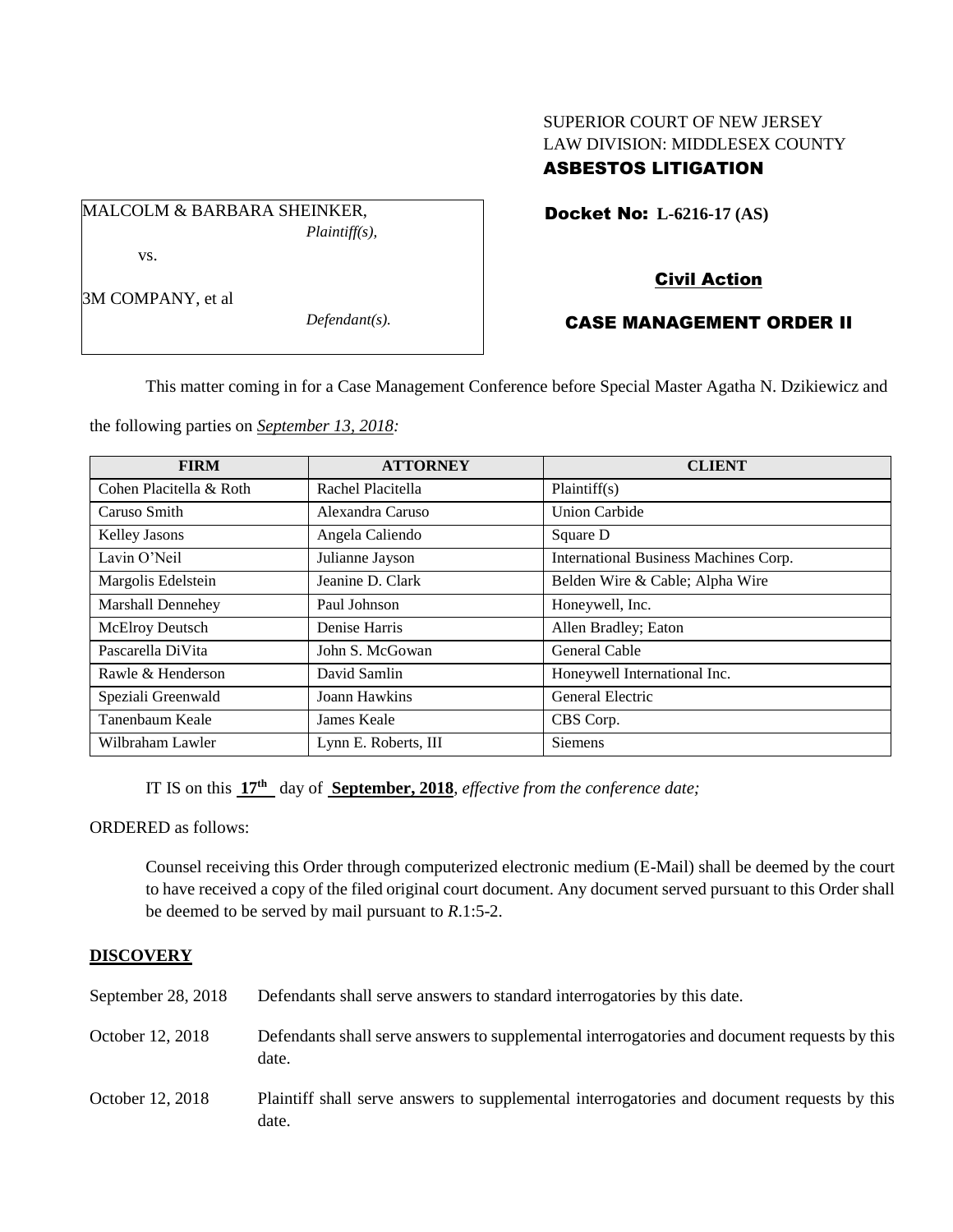SUPERIOR COURT OF NEW JERSEY
LAW DIVISION: MIDDLESEX COUNTY
**ASBESTOS LITIGATION**

MALCOLM & BARBARA SHEINKER,
*Plaintiff(s),*

vs.

3M COMPANY, et al
*Defendant(s).*

**Docket No: L-6216-17 (AS)**

**Civil Action**

**CASE MANAGEMENT ORDER II**

This matter coming in for a Case Management Conference before Special Master Agatha N. Dzikiewicz and the following parties on ***September 13, 2018:***

| FIRM | ATTORNEY | CLIENT |
|---|---|---|
| Cohen Placitella & Roth | Rachel Placitella | Plaintiff(s) |
| Caruso Smith | Alexandra Caruso | Union Carbide |
| Kelley Jasons | Angela Caliendo | Square D |
| Lavin O'Neil | Julianne Jayson | International Business Machines Corp. |
| Margolis Edelstein | Jeanine D. Clark | Belden Wire & Cable; Alpha Wire |
| Marshall Dennehey | Paul Johnson | Honeywell, Inc. |
| McElroy Deutsch | Denise Harris | Allen Bradley; Eaton |
| Pascarella DiVita | John S. McGowan | General Cable |
| Rawle & Henderson | David Samlin | Honeywell International Inc. |
| Speziali Greenwald | Joann Hawkins | General Electric |
| Tanenbaum Keale | James Keale | CBS Corp. |
| Wilbraham Lawler | Lynn E. Roberts, III | Siemens |

IT IS on this **17th** day of **September, 2018**, *effective from the conference date;*

ORDERED as follows:

Counsel receiving this Order through computerized electronic medium (E-Mail) shall be deemed by the court to have received a copy of the filed original court document. Any document served pursuant to this Order shall be deemed to be served by mail pursuant to *R*.1:5-2.

**DISCOVERY**

September 28, 2018 Defendants shall serve answers to standard interrogatories by this date.

October 12, 2018 Defendants shall serve answers to supplemental interrogatories and document requests by this date.

October 12, 2018 Plaintiff shall serve answers to supplemental interrogatories and document requests by this date.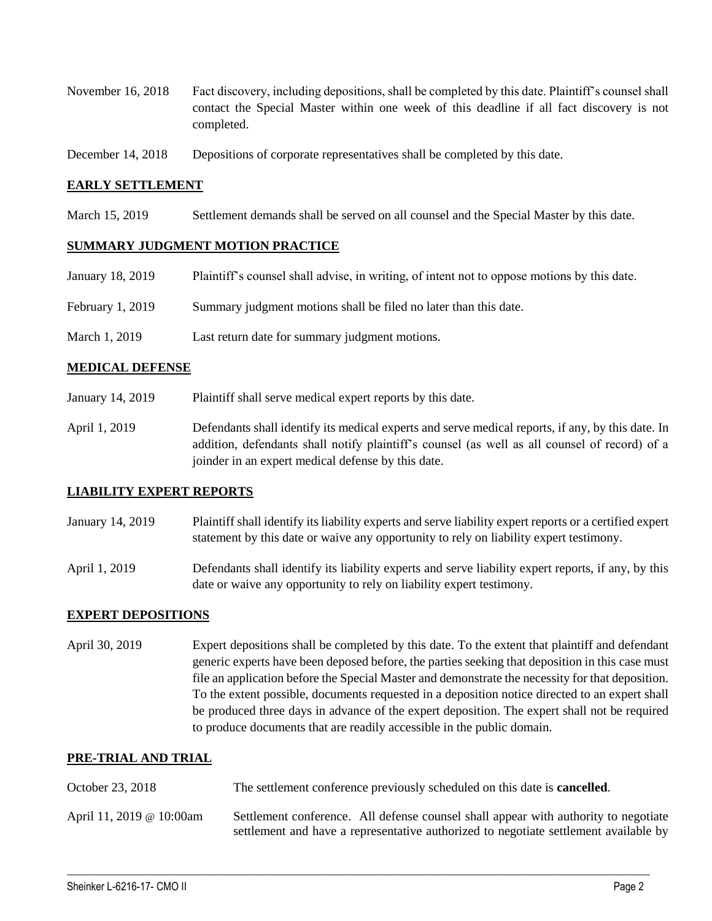November 16, 2018 Fact discovery, including depositions, shall be completed by this date. Plaintiff's counsel shall contact the Special Master within one week of this deadline if all fact discovery is not completed.

December 14, 2018 Depositions of corporate representatives shall be completed by this date.

## EARLY SETTLEMENT

March 15, 2019 Settlement demands shall be served on all counsel and the Special Master by this date.

## SUMMARY JUDGMENT MOTION PRACTICE

January 18, 2019 Plaintiff's counsel shall advise, in writing, of intent not to oppose motions by this date.

February 1, 2019 Summary judgment motions shall be filed no later than this date.

March 1, 2019 Last return date for summary judgment motions.

## MEDICAL DEFENSE

January 14, 2019 Plaintiff shall serve medical expert reports by this date.

April 1, 2019 Defendants shall identify its medical experts and serve medical reports, if any, by this date. In addition, defendants shall notify plaintiff's counsel (as well as all counsel of record) of a joinder in an expert medical defense by this date.

## LIABILITY EXPERT REPORTS

January 14, 2019 Plaintiff shall identify its liability experts and serve liability expert reports or a certified expert statement by this date or waive any opportunity to rely on liability expert testimony.

April 1, 2019 Defendants shall identify its liability experts and serve liability expert reports, if any, by this date or waive any opportunity to rely on liability expert testimony.

## EXPERT DEPOSITIONS

April 30, 2019 Expert depositions shall be completed by this date. To the extent that plaintiff and defendant generic experts have been deposed before, the parties seeking that deposition in this case must file an application before the Special Master and demonstrate the necessity for that deposition. To the extent possible, documents requested in a deposition notice directed to an expert shall be produced three days in advance of the expert deposition. The expert shall not be required to produce documents that are readily accessible in the public domain.

## PRE-TRIAL AND TRIAL

October 23, 2018 The settlement conference previously scheduled on this date is **cancelled**.

April 11, 2019 @ 10:00am Settlement conference. All defense counsel shall appear with authority to negotiate settlement and have a representative authorized to negotiate settlement available by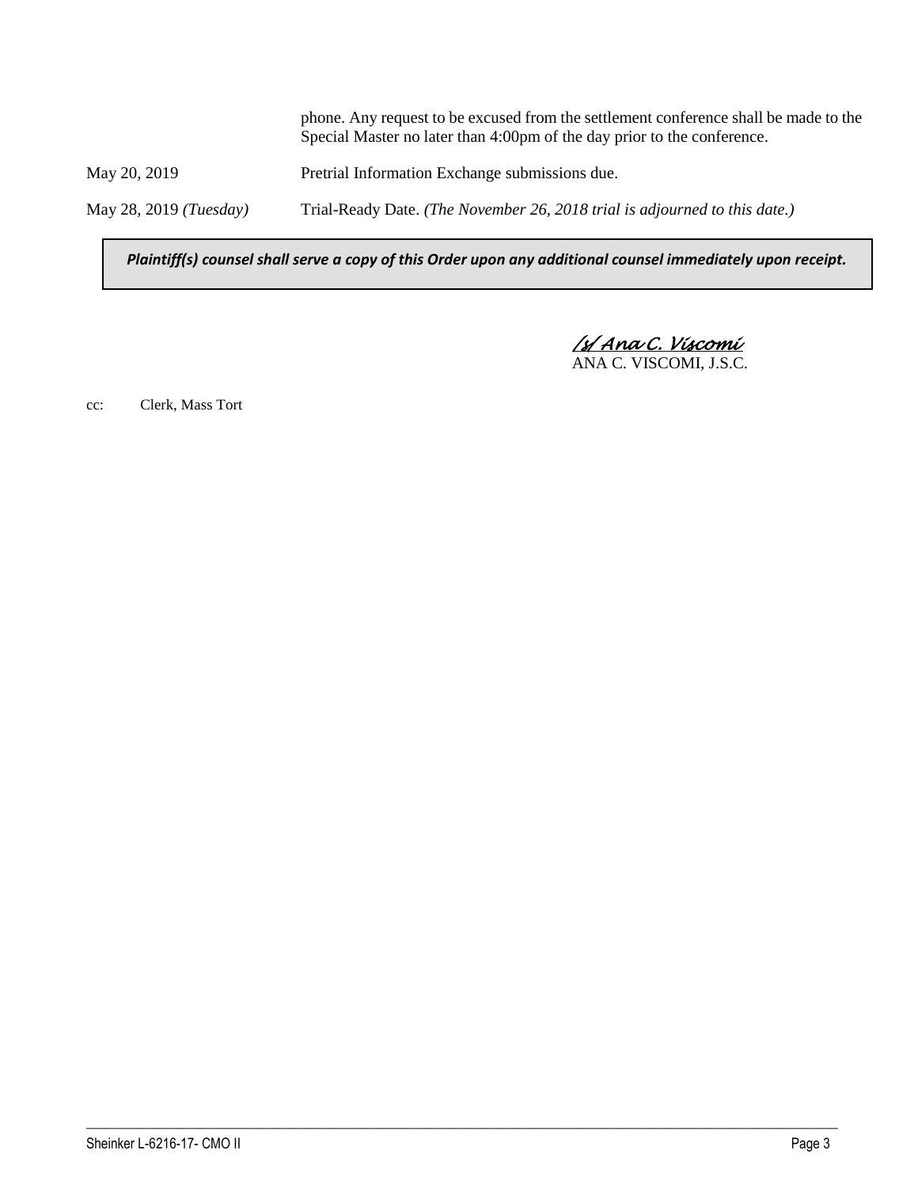| | |
|---|---|
| | phone. Any request to be excused from the settlement conference shall be made to the Special Master no later than 4:00pm of the day prior to the conference. |
| May 20, 2019 | Pretrial Information Exchange submissions due. |
| May 28, 2019 *(Tuesday)* | Trial-Ready Date. *(The November 26, 2018 trial is adjourned to this date.)* |

***Plaintiff(s) counsel shall serve a copy of this Order upon any additional counsel immediately upon receipt.***

/s/ Ana C. Viscomi
ANA C. VISCOMI, J.S.C.

cc: Clerk, Mass Tort